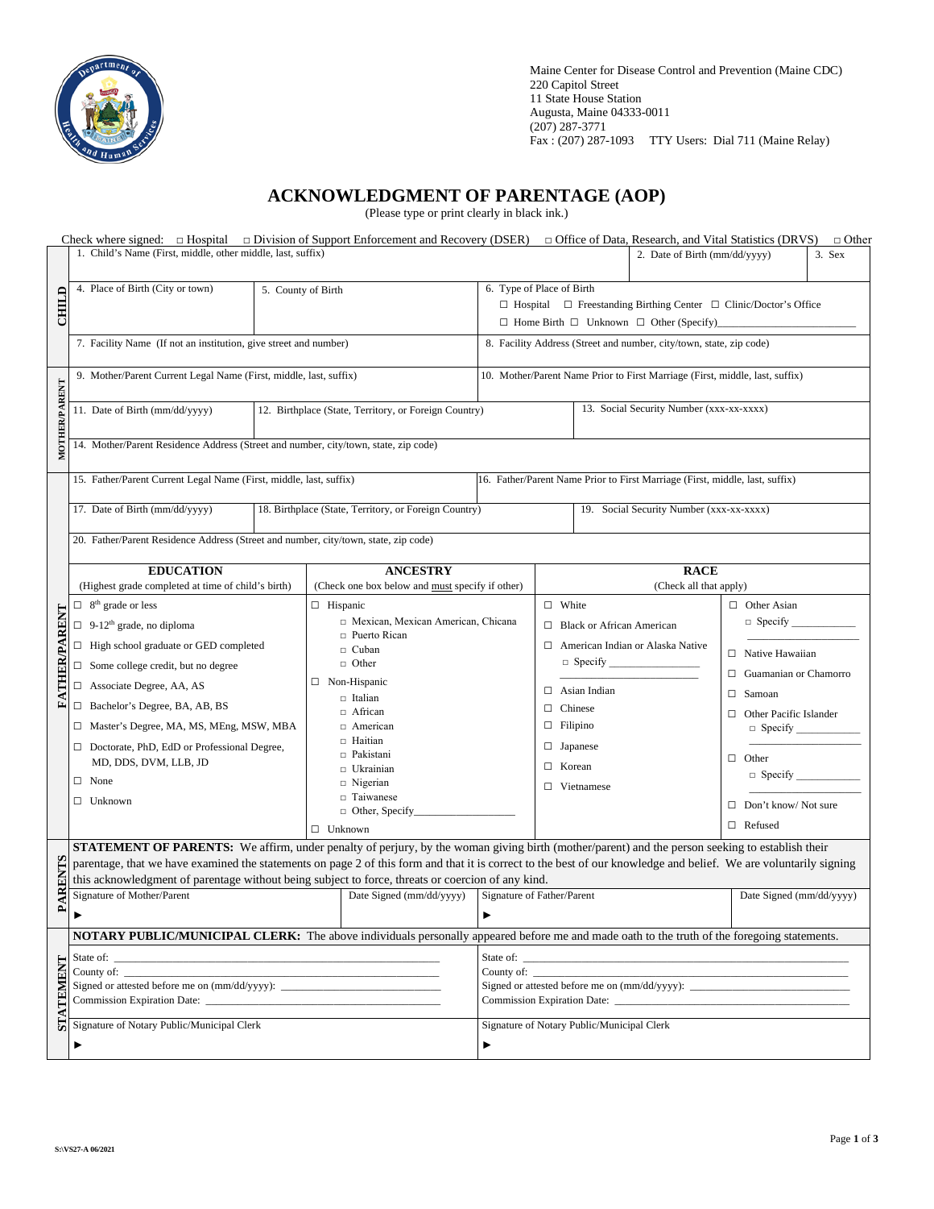Maine Center for Disease Control and Prevention (Maine CDC)
220 Capitol Street
11 State House Station
Augusta, Maine 04333-0011
(207) 287-3771
Fax : (207) 287-1093 TTY Users: Dial 711 (Maine Relay)

# ACKNOWLEDGMENT OF PARENTAGE (AOP)

(Please type or print clearly in black ink.)

Check where signed: □ Hospital □ Division of Support Enforcement and Recovery (DSER) □ Office of Data, Research, and Vital Statistics (DRVS) □ Other

## CHILD

1. Child's Name (First, middle, other middle, last, suffix)
2. Date of Birth (mm/dd/yyyy)
3. Sex
4. Place of Birth (City or town)
5. County of Birth
6. Type of Place of Birth
   - ☐ Hospital ☐ Freestanding Birthing Center ☐ Clinic/Doctor's Office
   - ☐ Home Birth ☐ Unknown ☐ Other (Specify)________________________
7. Facility Name (If not an institution, give street and number)
8. Facility Address (Street and number, city/town, state, zip code)

## MOTHER/PARENT

9. Mother/Parent Current Legal Name (First, middle, last, suffix)
10. Mother/Parent Name Prior to First Marriage (First, middle, last, suffix)
11. Date of Birth (mm/dd/yyyy)
12. Birthplace (State, Territory, or Foreign Country)
13. Social Security Number (xxx-xx-xxxx)
14. Mother/Parent Residence Address (Street and number, city/town, state, zip code)

## FATHER/PARENT

15. Father/Parent Current Legal Name (First, middle, last, suffix)
16. Father/Parent Name Prior to First Marriage (First, middle, last, suffix)
17. Date of Birth (mm/dd/yyyy)
18. Birthplace (State, Territory, or Foreign Country)
19. Social Security Number (xxx-xx-xxxx)
20. Father/Parent Residence Address (Street and number, city/town, state, zip code)

**EDUCATION**
(Highest grade completed at time of child's birth)

- ☐ 8th grade or less
- ☐ 9-12th grade, no diploma
- ☐ High school graduate or GED completed
- ☐ Some college credit, but no degree
- ☐ Associate Degree, AA, AS
- ☐ Bachelor's Degree, BA, AB, BS
- ☐ Master's Degree, MA, MS, MEng, MSW, MBA
- ☐ Doctorate, PhD, EdD or Professional Degree, MD, DDS, DVM, LLB, JD
- ☐ None
- ☐ Unknown

**ANCESTRY**
(Check one box below and must specify if other)

- ☐ Hispanic
  - □ Mexican, Mexican American, Chicana
  - □ Puerto Rican
  - □ Cuban
  - □ Other
- ☐ Non-Hispanic
  - □ Italian
  - □ African
  - □ American
  - □ Haitian
  - □ Pakistani
  - □ Ukrainian
  - □ Nigerian
  - □ Taiwanese
  - □ Other, Specify___________________
- ☐ Unknown

**RACE**
(Check all that apply)

- ☐ White
- ☐ Black or African American
- ☐ American Indian or Alaska Native
  - □ Specify _______________
- ☐ Asian Indian
- ☐ Chinese
- ☐ Filipino
- ☐ Japanese
- ☐ Korean
- ☐ Vietnamese
- ☐ Other Asian
  - □ Specify ____________
- ☐ Native Hawaiian
- ☐ Guamanian or Chamorro
- ☐ Samoan
- ☐ Other Pacific Islander
  - □ Specify ____________
- ☐ Other
  - □ Specify ____________
- ☐ Don't know/ Not sure
- ☐ Refused

## PARENTS

**STATEMENT OF PARENTS:** We affirm, under penalty of perjury, by the woman giving birth (mother/parent) and the person seeking to establish their parentage, that we have examined the statements on page 2 of this form and that it is correct to the best of our knowledge and belief. We are voluntarily signing this acknowledgment of parentage without being subject to force, threats or coercion of any kind.

| Signature of Mother/Parent | Date Signed (mm/dd/yyyy) | Signature of Father/Parent | Date Signed (mm/dd/yyyy) |
|---|---|---|---|
| ► | | ► | |

## STATEMENT

**NOTARY PUBLIC/MUNICIPAL CLERK:** The above individuals personally appeared before me and made oath to the truth of the foregoing statements.

| | |
|---|---|
| State of: ______________________ | State of: ______________________ |
| County of: ______________________ | County of: ______________________ |
| Signed or attested before me on (mm/dd/yyyy): ______________ | Signed or attested before me on (mm/dd/yyyy): ______________ |
| Commission Expiration Date: ______________________ | Commission Expiration Date: ______________________ |
| Signature of Notary Public/Municipal Clerk ► | Signature of Notary Public/Municipal Clerk ► |

S:\VS27-A 06/2021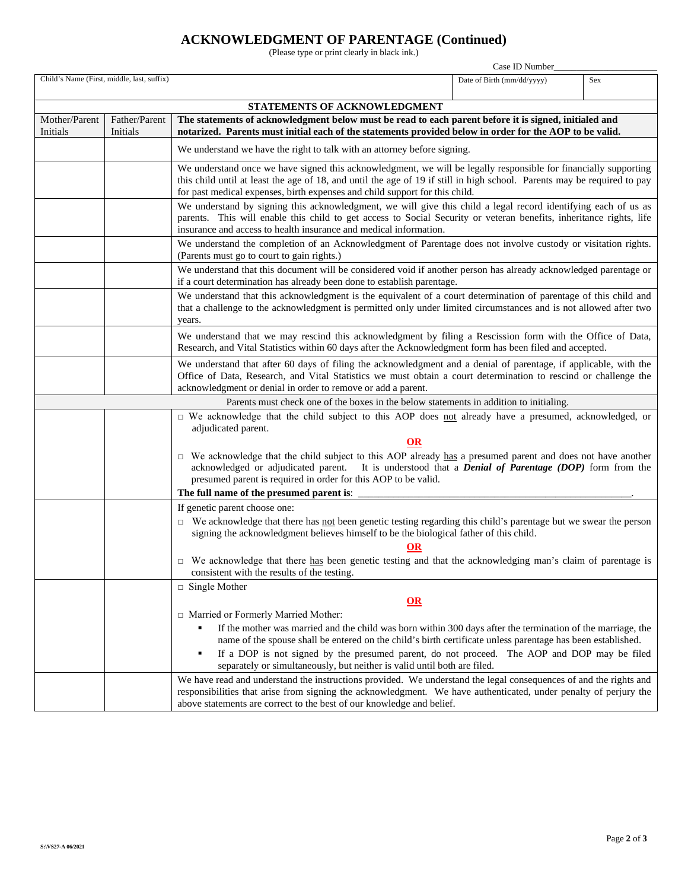# ACKNOWLEDGMENT OF PARENTAGE (Continued)

(Please type or print clearly in black ink.)

Case ID Number_______________________

| Child's Name (First, middle, last, suffix) | Date of Birth (mm/dd/yyyy) | Sex |
|---|---|---|
| | | |

| STATEMENTS OF ACKNOWLEDGMENT | | |
|---|---|---|
| Mother/Parent Initials | Father/Parent Initials | **The statements of acknowledgment below must be read to each parent before it is signed, initialed and notarized. Parents must initial each of the statements provided below in order for the AOP to be valid.** |
| | | We understand we have the right to talk with an attorney before signing. |
| | | We understand once we have signed this acknowledgment, we will be legally responsible for financially supporting this child until at least the age of 18, and until the age of 19 if still in high school. Parents may be required to pay for past medical expenses, birth expenses and child support for this child. |
| | | We understand by signing this acknowledgment, we will give this child a legal record identifying each of us as parents. This will enable this child to get access to Social Security or veteran benefits, inheritance rights, life insurance and access to health insurance and medical information. |
| | | We understand the completion of an Acknowledgment of Parentage does not involve custody or visitation rights. (Parents must go to court to gain rights.) |
| | | We understand that this document will be considered void if another person has already acknowledged parentage or if a court determination has already been done to establish parentage. |
| | | We understand that this acknowledgment is the equivalent of a court determination of parentage of this child and that a challenge to the acknowledgment is permitted only under limited circumstances and is not allowed after two years. |
| | | We understand that we may rescind this acknowledgment by filing a Rescission form with the Office of Data, Research, and Vital Statistics within 60 days after the Acknowledgment form has been filed and accepted. |
| | | We understand that after 60 days of filing the acknowledgment and a denial of parentage, if applicable, with the Office of Data, Research, and Vital Statistics we must obtain a court determination to rescind or challenge the acknowledgment or denial in order to remove or add a parent. |
| Parents must check one of the boxes in the below statements in addition to initialing. | | |
| | | □ We acknowledge that the child subject to this AOP does not already have a presumed, acknowledged, or adjudicated parent.<br>**OR**<br>□ We acknowledge that the child subject to this AOP already has a presumed parent and does not have another acknowledged or adjudicated parent. It is understood that a ***Denial of Parentage (DOP)*** form from the presumed parent is required in order for this AOP to be valid.<br>**The full name of the presumed parent is**: ________________________________________. |
| | | If genetic parent choose one:<br>□ We acknowledge that there has not been genetic testing regarding this child's parentage but we swear the person signing the acknowledgment believes himself to be the biological father of this child.<br>**OR**<br>□ We acknowledge that there has been genetic testing and that the acknowledging man's claim of parentage is consistent with the results of the testing. |
| | | □ Single Mother<br>**OR**<br>□ Married or Formerly Married Mother:<br>▪ If the mother was married and the child was born within 300 days after the termination of the marriage, the name of the spouse shall be entered on the child's birth certificate unless parentage has been established.<br>▪ If a DOP is not signed by the presumed parent, do not proceed. The AOP and DOP may be filed separately or simultaneously, but neither is valid until both are filed. |
| | | We have read and understand the instructions provided. We understand the legal consequences of and the rights and responsibilities that arise from signing the acknowledgment. We have authenticated, under penalty of perjury the above statements are correct to the best of our knowledge and belief. |

S:\VS27-A 06/2021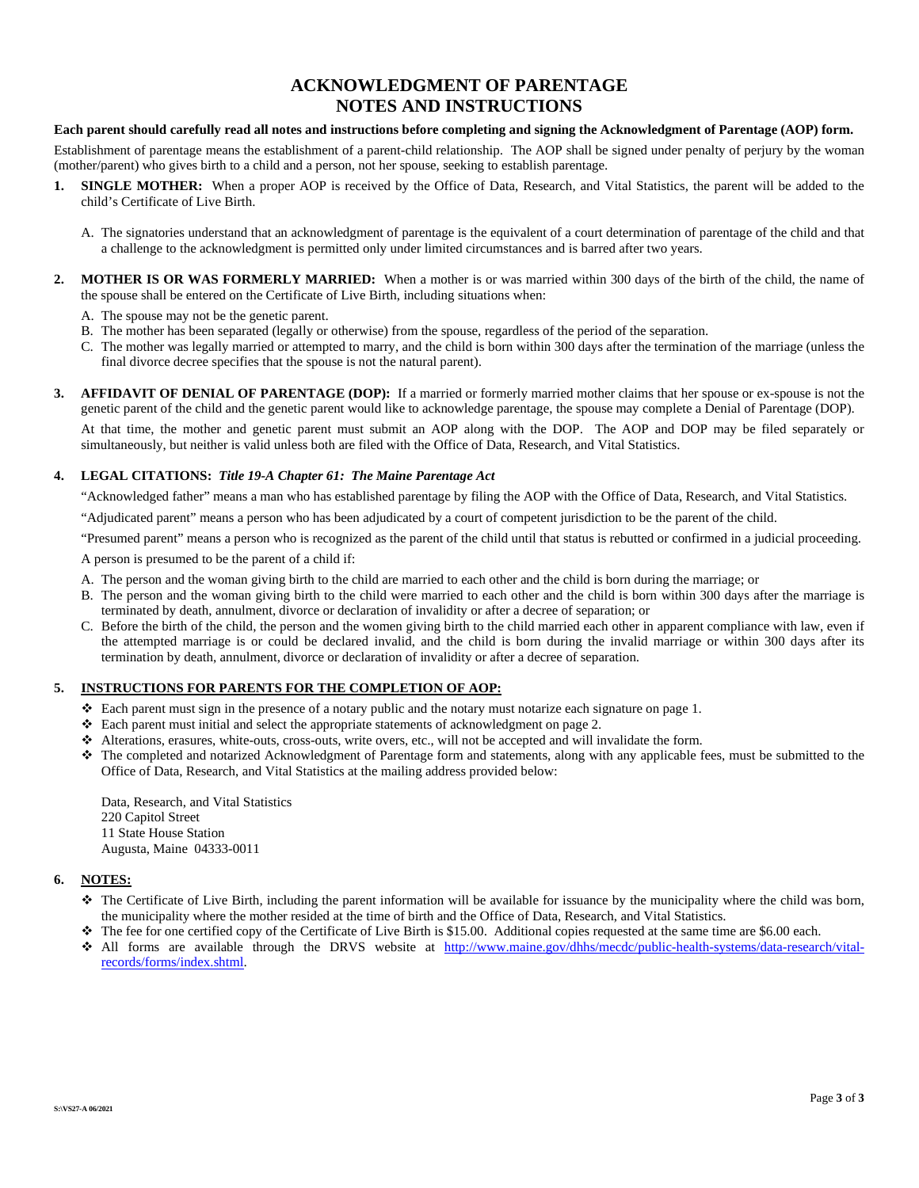# ACKNOWLEDGMENT OF PARENTAGE
# NOTES AND INSTRUCTIONS

**Each parent should carefully read all notes and instructions before completing and signing the Acknowledgment of Parentage (AOP) form.**

Establishment of parentage means the establishment of a parent-child relationship. The AOP shall be signed under penalty of perjury by the woman (mother/parent) who gives birth to a child and a person, not her spouse, seeking to establish parentage.

1. **SINGLE MOTHER:** When a proper AOP is received by the Office of Data, Research, and Vital Statistics, the parent will be added to the child's Certificate of Live Birth.

   A. The signatories understand that an acknowledgment of parentage is the equivalent of a court determination of parentage of the child and that a challenge to the acknowledgment is permitted only under limited circumstances and is barred after two years.

2. **MOTHER IS OR WAS FORMERLY MARRIED:** When a mother is or was married within 300 days of the birth of the child, the name of the spouse shall be entered on the Certificate of Live Birth, including situations when:

   A. The spouse may not be the genetic parent.
   B. The mother has been separated (legally or otherwise) from the spouse, regardless of the period of the separation.
   C. The mother was legally married or attempted to marry, and the child is born within 300 days after the termination of the marriage (unless the final divorce decree specifies that the spouse is not the natural parent).

3. **AFFIDAVIT OF DENIAL OF PARENTAGE (DOP):** If a married or formerly married mother claims that her spouse or ex-spouse is not the genetic parent of the child and the genetic parent would like to acknowledge parentage, the spouse may complete a Denial of Parentage (DOP).

   At that time, the mother and genetic parent must submit an AOP along with the DOP. The AOP and DOP may be filed separately or simultaneously, but neither is valid unless both are filed with the Office of Data, Research, and Vital Statistics.

4. **LEGAL CITATIONS:** ***Title 19-A Chapter 61: The Maine Parentage Act***

   "Acknowledged father" means a man who has established parentage by filing the AOP with the Office of Data, Research, and Vital Statistics.

   "Adjudicated parent" means a person who has been adjudicated by a court of competent jurisdiction to be the parent of the child.

   "Presumed parent" means a person who is recognized as the parent of the child until that status is rebutted or confirmed in a judicial proceeding.

   A person is presumed to be the parent of a child if:

   A. The person and the woman giving birth to the child are married to each other and the child is born during the marriage; or
   B. The person and the woman giving birth to the child were married to each other and the child is born within 300 days after the marriage is terminated by death, annulment, divorce or declaration of invalidity or after a decree of separation; or
   C. Before the birth of the child, the person and the women giving birth to the child married each other in apparent compliance with law, even if the attempted marriage is or could be declared invalid, and the child is born during the invalid marriage or within 300 days after its termination by death, annulment, divorce or declaration of invalidity or after a decree of separation.

5. **INSTRUCTIONS FOR PARENTS FOR THE COMPLETION OF AOP:**

   - Each parent must sign in the presence of a notary public and the notary must notarize each signature on page 1.
   - Each parent must initial and select the appropriate statements of acknowledgment on page 2.
   - Alterations, erasures, white-outs, cross-outs, write overs, etc., will not be accepted and will invalidate the form.
   - The completed and notarized Acknowledgment of Parentage form and statements, along with any applicable fees, must be submitted to the Office of Data, Research, and Vital Statistics at the mailing address provided below:

   Data, Research, and Vital Statistics
   220 Capitol Street
   11 State House Station
   Augusta, Maine 04333-0011

6. **NOTES:**

   - The Certificate of Live Birth, including the parent information will be available for issuance by the municipality where the child was born, the municipality where the mother resided at the time of birth and the Office of Data, Research, and Vital Statistics.
   - The fee for one certified copy of the Certificate of Live Birth is $15.00. Additional copies requested at the same time are $6.00 each.
   - All forms are available through the DRVS website at http://www.maine.gov/dhhs/mecdc/public-health-systems/data-research/vital-records/forms/index.shtml.

S:\VS27-A 06/2021